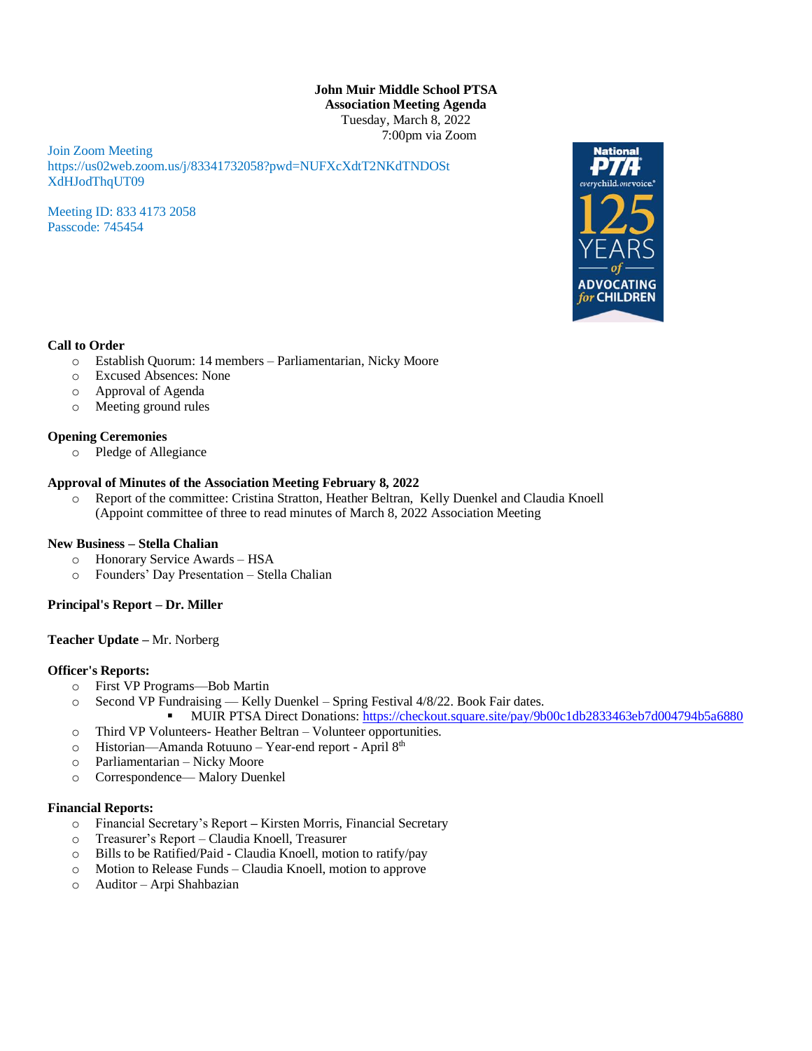**John Muir Middle School PTSA**
**Association Meeting Agenda**
Tuesday, March 8, 2022
7:00pm via Zoom

Join Zoom Meeting
https://us02web.zoom.us/j/83341732058?pwd=NUFXcXdtT2NKdTNDOStXdHJodThqUT09

Meeting ID: 833 4173 2058
Passcode: 745454

**Call to Order**

- Establish Quorum: 14 members – Parliamentarian, Nicky Moore
- Excused Absences: None
- Approval of Agenda
- Meeting ground rules

**Opening Ceremonies**

- Pledge of Allegiance

**Approval of Minutes of the Association Meeting February 8, 2022**

- Report of the committee: Cristina Stratton, Heather Beltran, Kelly Duenkel and Claudia Knoell (Appoint committee of three to read minutes of March 8, 2022 Association Meeting

**New Business – Stella Chalian**

- Honorary Service Awards – HSA
- Founders' Day Presentation – Stella Chalian

**Principal's Report – Dr. Miller**

**Teacher Update –** Mr. Norberg

**Officer's Reports:**

- First VP Programs—Bob Martin
- Second VP Fundraising — Kelly Duenkel – Spring Festival 4/8/22. Book Fair dates.
  - MUIR PTSA Direct Donations: https://checkout.square.site/pay/9b00c1db2833463eb7d004794b5a6880
- Third VP Volunteers- Heather Beltran – Volunteer opportunities.
- Historian—Amanda Rotuuno – Year-end report - April 8th
- Parliamentarian – Nicky Moore
- Correspondence— Malory Duenkel

**Financial Reports:**

- Financial Secretary's Report – Kirsten Morris, Financial Secretary
- Treasurer's Report – Claudia Knoell, Treasurer
- Bills to be Ratified/Paid - Claudia Knoell, motion to ratify/pay
- Motion to Release Funds – Claudia Knoell, motion to approve
- Auditor – Arpi Shahbazian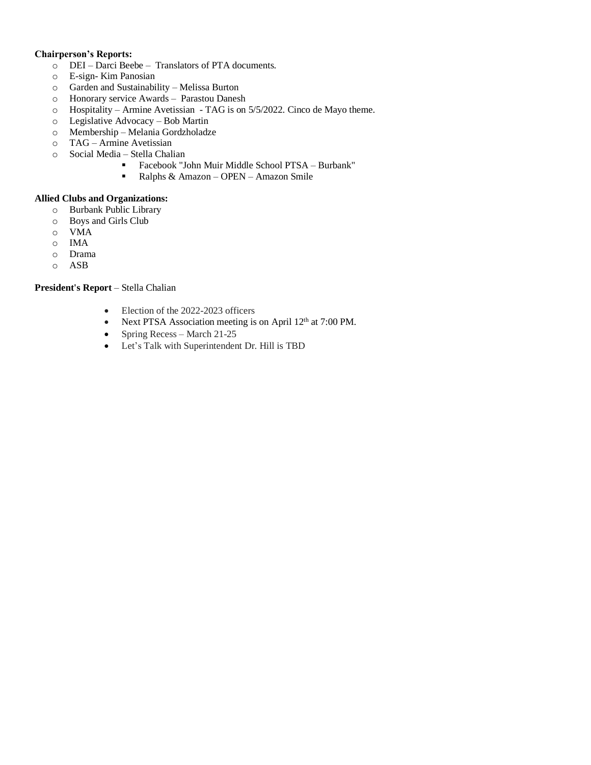**Chairperson's Reports:**

- DEI – Darci Beebe – Translators of PTA documents.
- E-sign- Kim Panosian
- Garden and Sustainability – Melissa Burton
- Honorary service Awards – Parastou Danesh
- Hospitality – Armine Avetissian - TAG is on 5/5/2022. Cinco de Mayo theme.
- Legislative Advocacy – Bob Martin
- Membership – Melania Gordzholadze
- TAG – Armine Avetissian
- Social Media – Stella Chalian
    - Facebook "John Muir Middle School PTSA – Burbank"
    - Ralphs & Amazon – OPEN – Amazon Smile

**Allied Clubs and Organizations:**

- Burbank Public Library
- Boys and Girls Club
- VMA
- IMA
- Drama
- ASB

**President's Report** – Stella Chalian

- Election of the 2022-2023 officers
- Next PTSA Association meeting is on April 12th at 7:00 PM.
- Spring Recess – March 21-25
- Let's Talk with Superintendent Dr. Hill is TBD